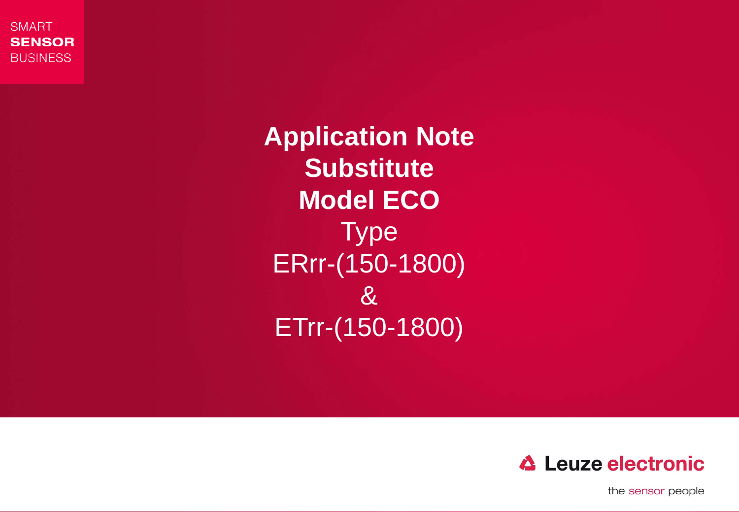SMART
**SENSOR**
BUSINESS

# Application Note Substitute Model ECO

Type
ERrr-(150-1800)
&
ETrr-(150-1800)

Leuze electronic

the sensor people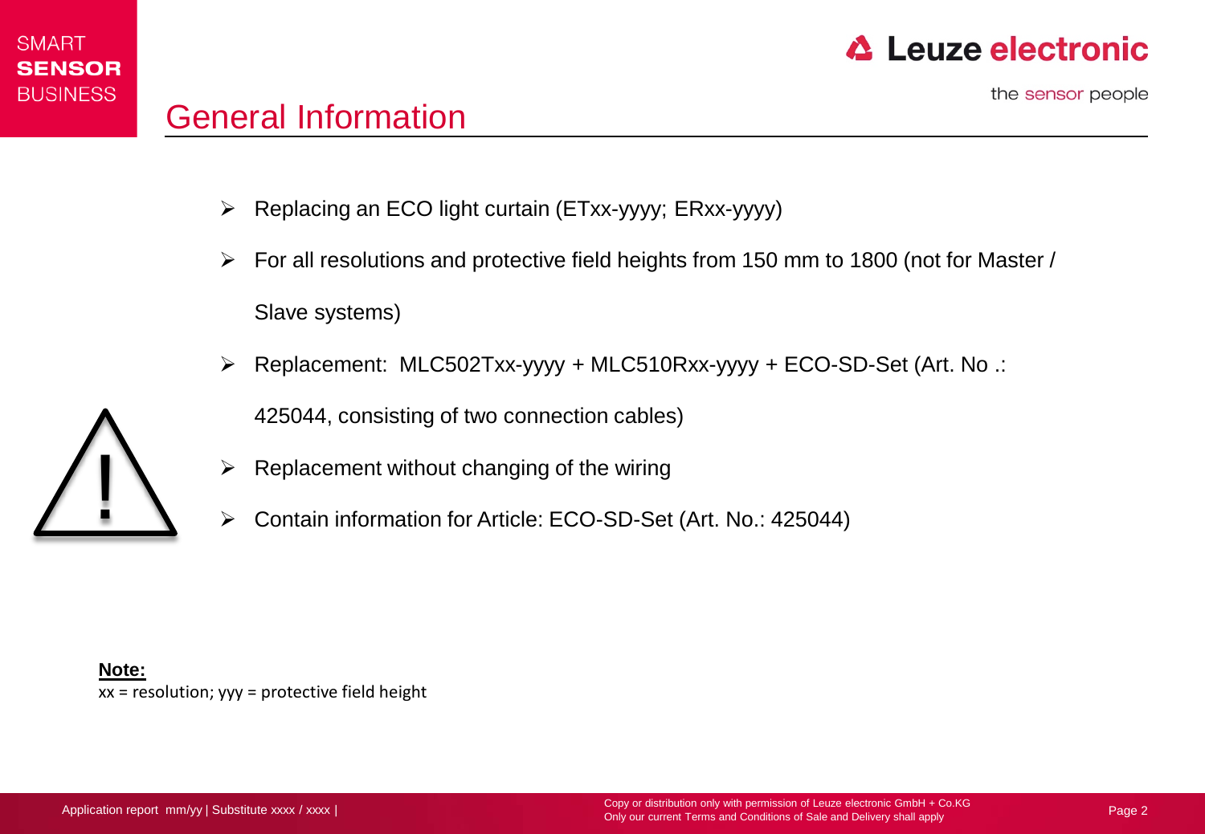# General Information

- Replacing an ECO light curtain (ETxx-yyyy; ERxx-yyyy)
- For all resolutions and protective field heights from 150 mm to 1800 (not for Master / Slave systems)
- Replacement: MLC502Txx-yyyy + MLC510Rxx-yyyy + ECO-SD-Set (Art. No .: 425044, consisting of two connection cables)
- Replacement without changing of the wiring
- Contain information for Article: ECO-SD-Set (Art. No.: 425044)

**Note:**
xx = resolution; yyy = protective field height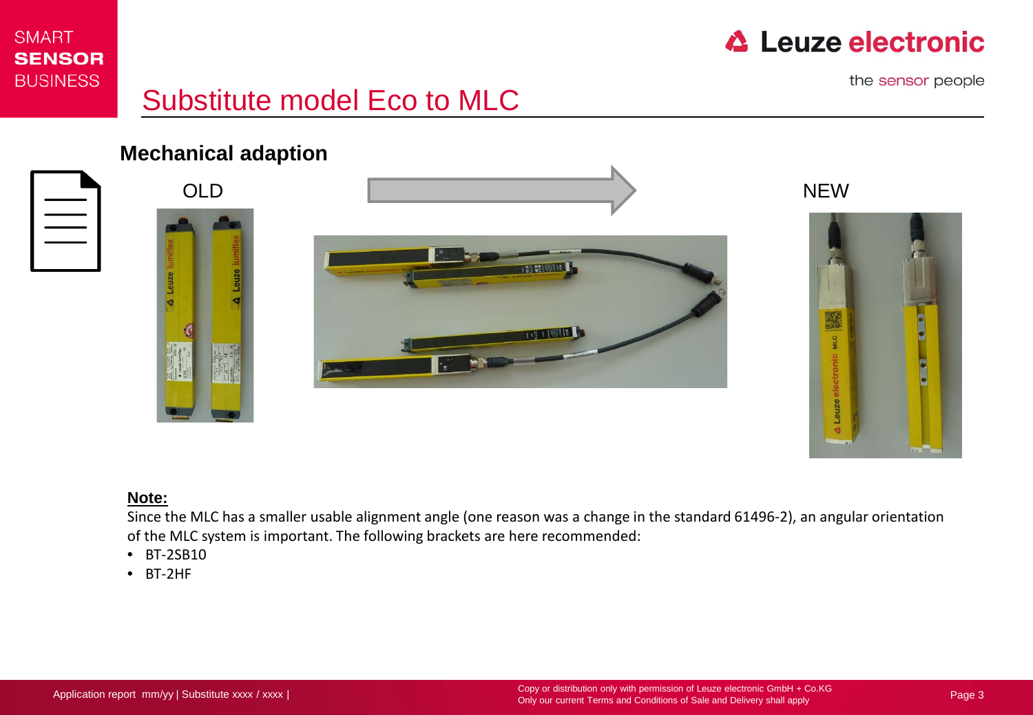# Substitute model Eco to MLC

## Mechanical adaption

OLD

NEW

**Note:**

Since the MLC has a smaller usable alignment angle (one reason was a change in the standard 61496-2), an angular orientation of the MLC system is important. The following brackets are here recommended:

- BT-2SB10
- BT-2HF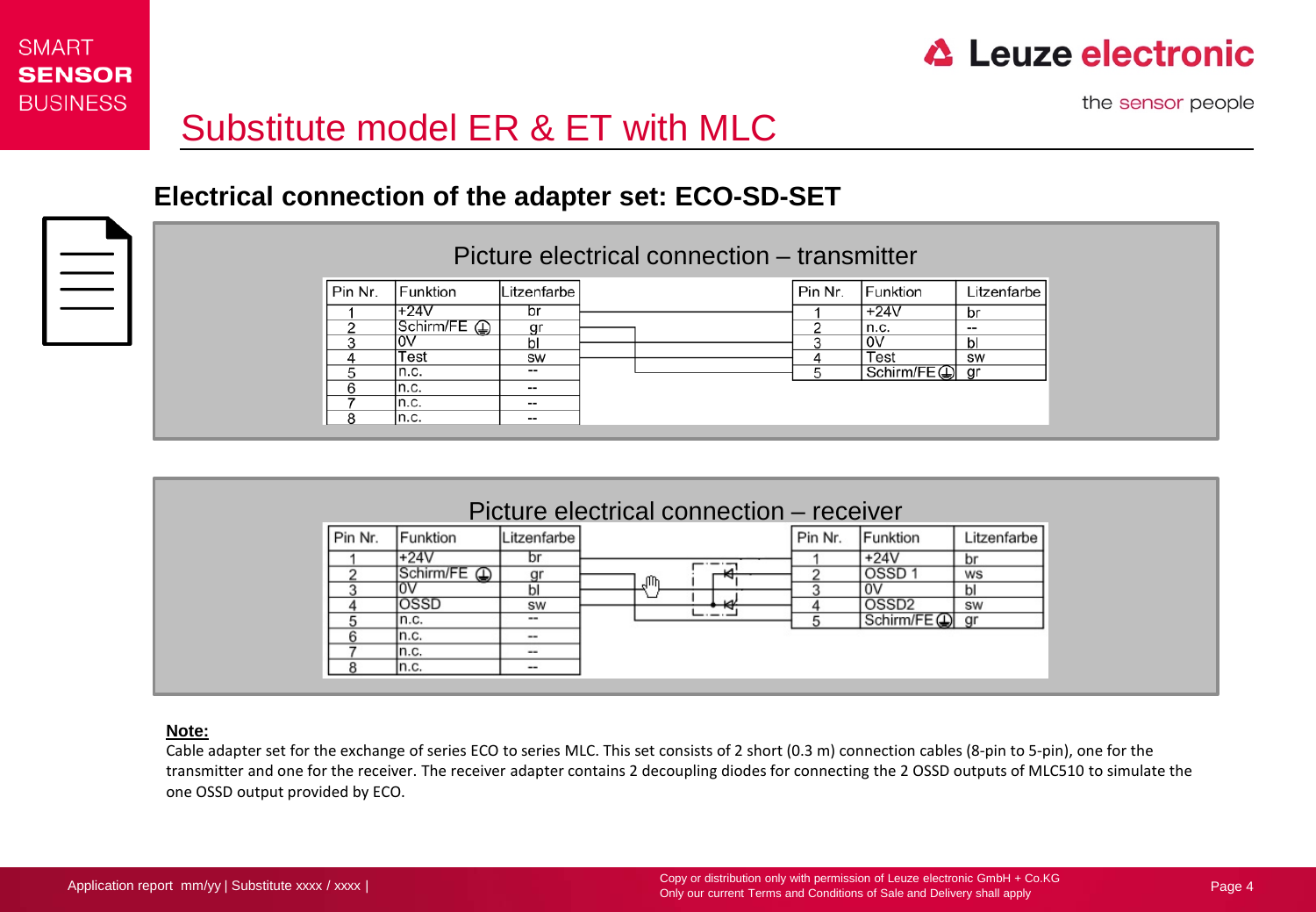# Substitute model ER & ET with MLC

## Electrical connection of the adapter set: ECO-SD-SET

### Picture electrical connection – transmitter

| Pin Nr. | Funktion | Litzenfarbe |
|---|---|---|
| 1 | +24V | br |
| 2 | Schirm/FE ⏚ | gr |
| 3 | 0V | bl |
| 4 | Test | sw |
| 5 | n.c. | -- |
| 6 | n.c. | -- |
| 7 | n.c. | -- |
| 8 | n.c. | -- |

| Pin Nr. | Funktion | Litzenfarbe |
|---|---|---|
| 1 | +24V | br |
| 2 | n.c. | -- |
| 3 | 0V | bl |
| 4 | Test | sw |
| 5 | Schirm/FE ⏚ | gr |

### Picture electrical connection – receiver

| Pin Nr. | Funktion | Litzenfarbe |
|---|---|---|
| 1 | +24V | br |
| 2 | Schirm/FE ⏚ | gr |
| 3 | 0V | bl |
| 4 | OSSD | sw |
| 5 | n.c. | -- |
| 6 | n.c. | -- |
| 7 | n.c. | -- |
| 8 | n.c. | -- |

| Pin Nr. | Funktion | Litzenfarbe |
|---|---|---|
| 1 | +24V | br |
| 2 | OSSD 1 | ws |
| 3 | 0V | bl |
| 4 | OSSD2 | sw |
| 5 | Schirm/FE ⏚ | gr |

**Note:**

Cable adapter set for the exchange of series ECO to series MLC. This set consists of 2 short (0.3 m) connection cables (8-pin to 5-pin), one for the transmitter and one for the receiver. The receiver adapter contains 2 decoupling diodes for connecting the 2 OSSD outputs of MLC510 to simulate the one OSSD output provided by ECO.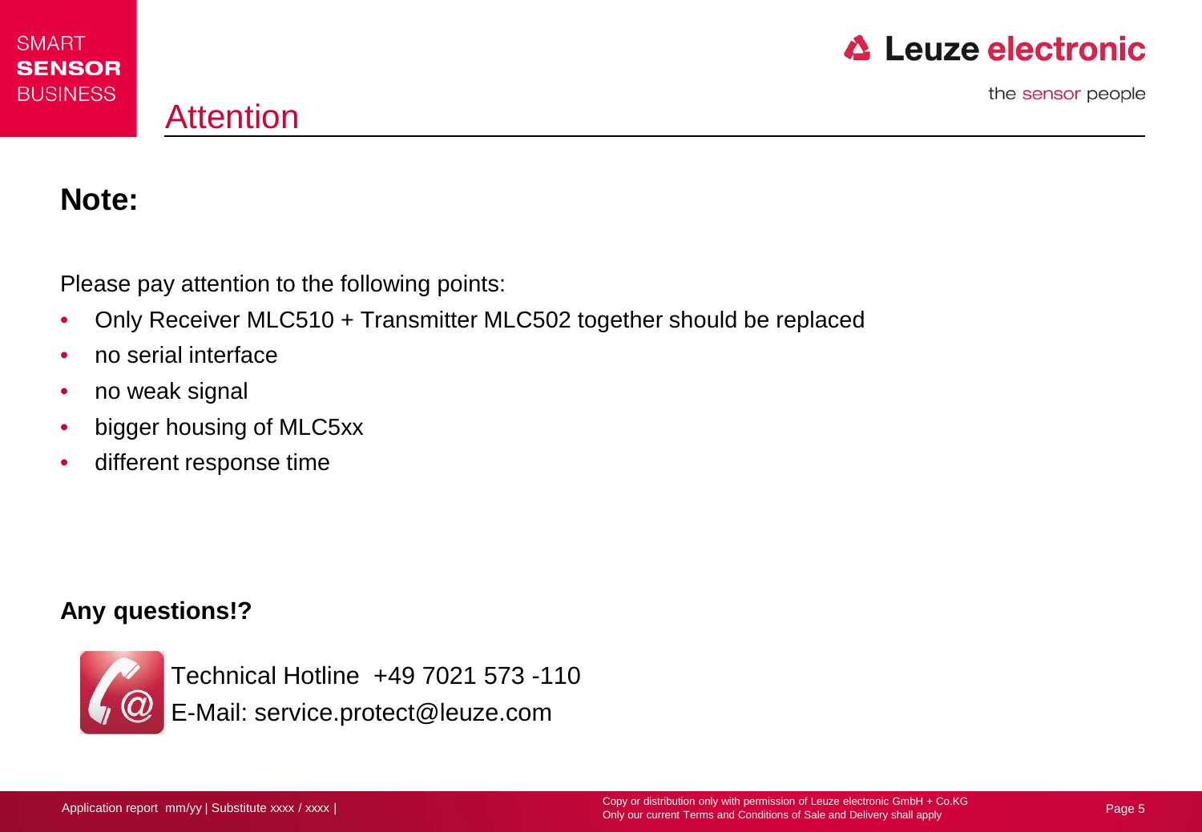# Attention

## Note:

Please pay attention to the following points:

- Only Receiver MLC510 + Transmitter MLC502 together should be replaced
- no serial interface
- no weak signal
- bigger housing of MLC5xx
- different response time

**Any questions!?**

Technical Hotline +49 7021 573 -110
E-Mail: service.protect@leuze.com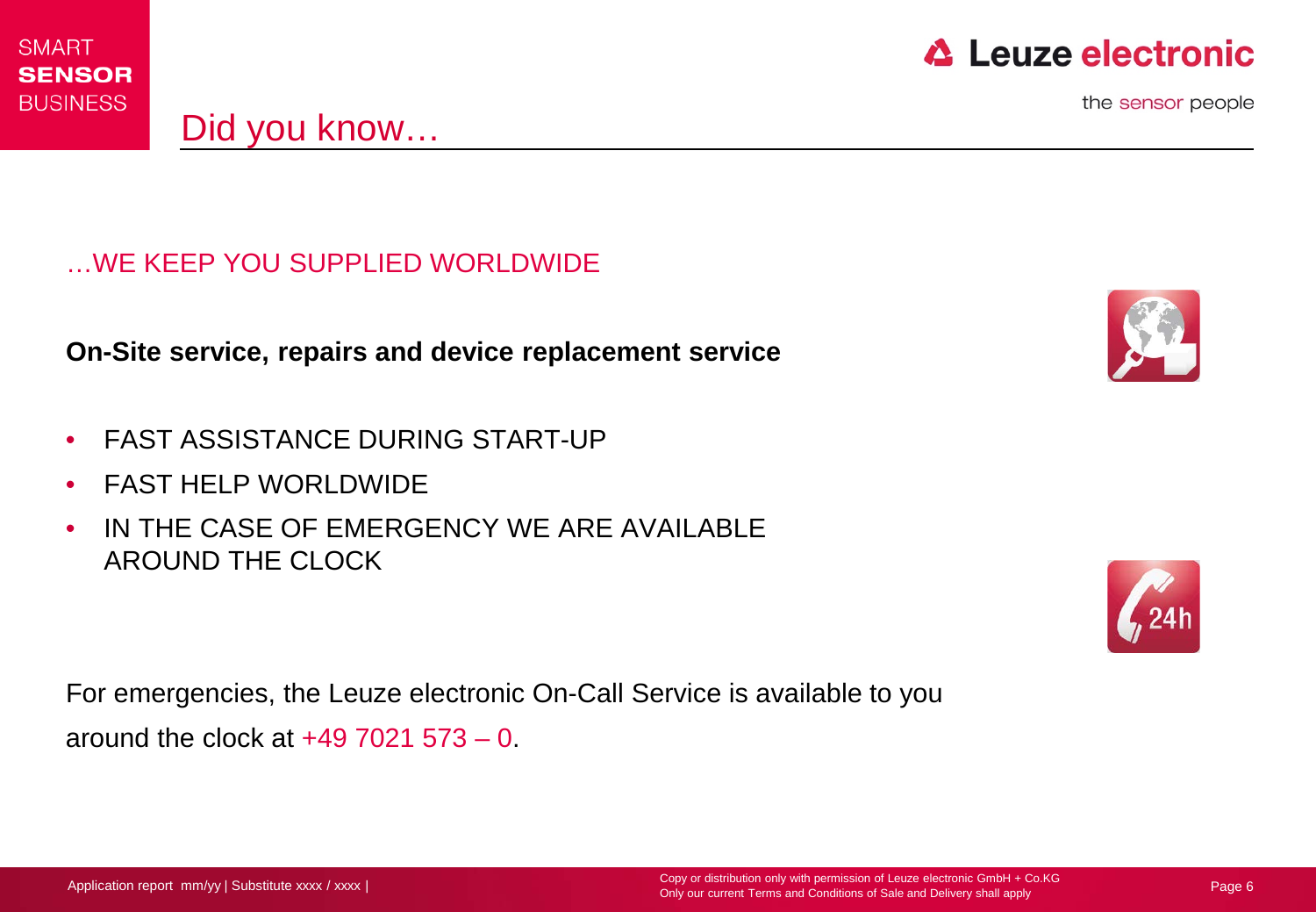# Did you know…

## …WE KEEP YOU SUPPLIED WORLDWIDE

**On-Site service, repairs and device replacement service**

- FAST ASSISTANCE DURING START-UP
- FAST HELP WORLDWIDE
- IN THE CASE OF EMERGENCY WE ARE AVAILABLE AROUND THE CLOCK

For emergencies, the Leuze electronic On-Call Service is available to you around the clock at +49 7021 573 – 0.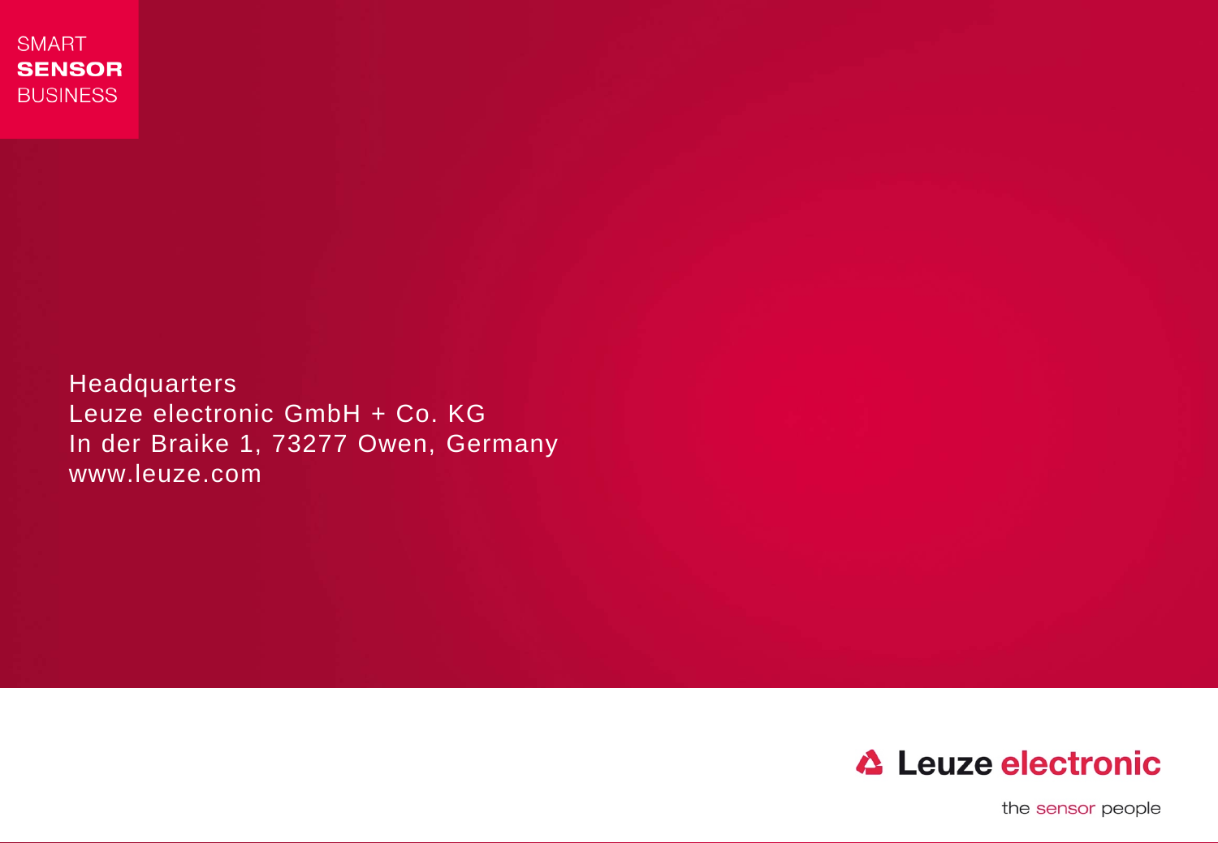SMART
**SENSOR**
BUSINESS

Headquarters
Leuze electronic GmbH + Co. KG
In der Braike 1, 73277 Owen, Germany
www.leuze.com

Leuze electronic

the sensor people